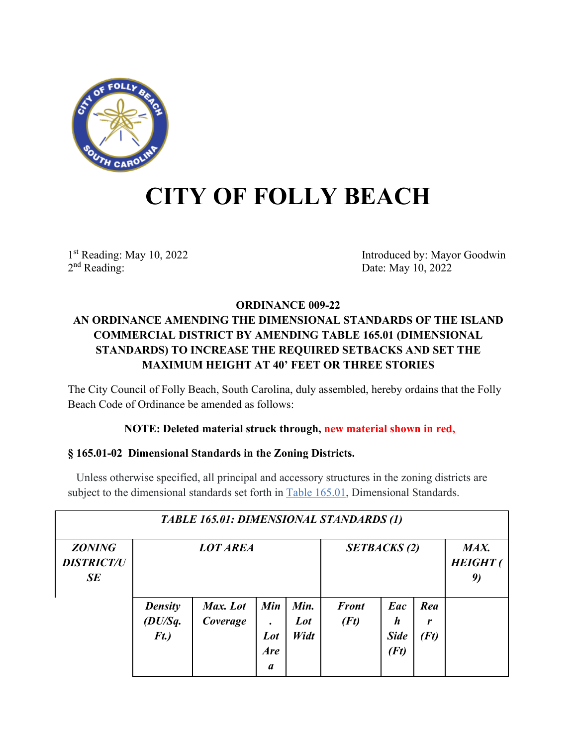# CITY OF FOLLY BEACH

1st Reading: May 10, 2022
2nd Reading:

Introduced by: Mayor Goodwin
Date: May 10, 2022

**ORDINANCE 009-22**

**AN ORDINANCE AMENDING THE DIMENSIONAL STANDARDS OF THE ISLAND COMMERCIAL DISTRICT BY AMENDING TABLE 165.01 (DIMENSIONAL STANDARDS) TO INCREASE THE REQUIRED SETBACKS AND SET THE MAXIMUM HEIGHT AT 40' FEET OR THREE STORIES**

The City Council of Folly Beach, South Carolina, duly assembled, hereby ordains that the Folly Beach Code of Ordinance be amended as follows:

**NOTE: ~~Deleted material struck through~~, new material shown in red,**

**§ 165.01-02 Dimensional Standards in the Zoning Districts.**

Unless otherwise specified, all principal and accessory structures in the zoning districts are subject to the dimensional standards set forth in Table 165.01, Dimensional Standards.

| ***TABLE 165.01: DIMENSIONAL STANDARDS (1)*** | | | | | | | | |
|---|---|---|---|---|---|---|---|---|
| ***ZONING DISTRICT/USE*** | ***LOT AREA*** | | | | ***SETBACKS (2)*** | | | ***MAX. HEIGHT (9)*** |
| | ***Density (DU/Sq. Ft.)*** | ***Max. Lot Coverage*** | ***Min. Lot Area*** | ***Min. Lot Widt*** | ***Front (Ft)*** | ***Each Side (Ft)*** | ***Rear (Ft)*** | |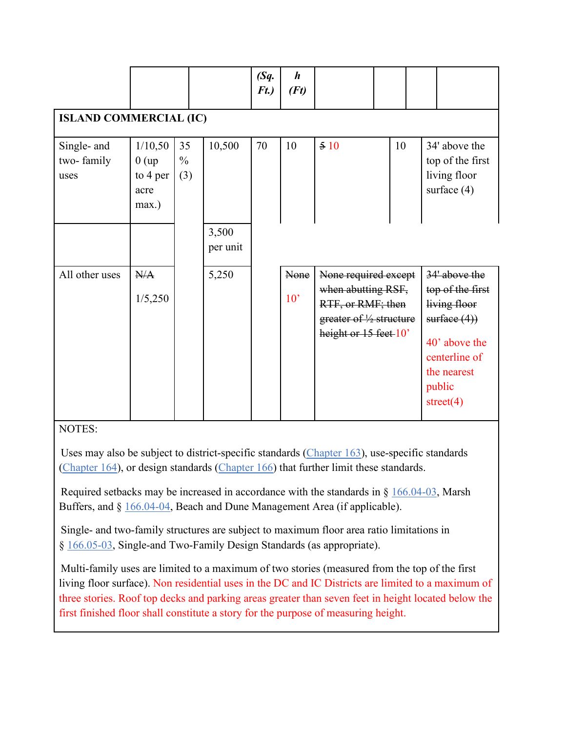| | | | | (Sq. Ft.) | h (Ft) | | | |
|---|---|---|---|---|---|---|---|---|
| **ISLAND COMMERCIAL (IC)** | | | | | | | | |
| Single- and two- family uses | 1/10,500 (up to 4 per acre max.) | 35 % (3) | 10,500 | 70 | 10 | ~~5~~ 10 | 10 | 34' above the top of the first living floor surface (4) |
| | | | 3,500 per unit | | | | | |
| All other uses | ~~N/A~~ 1/5,250 | | 5,250 | | ~~None~~ 10’ | ~~None required except when abutting RSF, RTF, or RMF; then greater of ½ structure height or 15 feet~~ 10’ | | ~~34' above the top of the first living floor surface (4))~~ 40’ above the centerline of the nearest public street(4) |

NOTES:

Uses may also be subject to district-specific standards (Chapter 163), use-specific standards (Chapter 164), or design standards (Chapter 166) that further limit these standards.

Required setbacks may be increased in accordance with the standards in § 166.04-03, Marsh Buffers, and § 166.04-04, Beach and Dune Management Area (if applicable).

Single- and two-family structures are subject to maximum floor area ratio limitations in § 166.05-03, Single-and Two-Family Design Standards (as appropriate).

Multi-family uses are limited to a maximum of two stories (measured from the top of the first living floor surface). Non residential uses in the DC and IC Districts are limited to a maximum of three stories. Roof top decks and parking areas greater than seven feet in height located below the first finished floor shall constitute a story for the purpose of measuring height.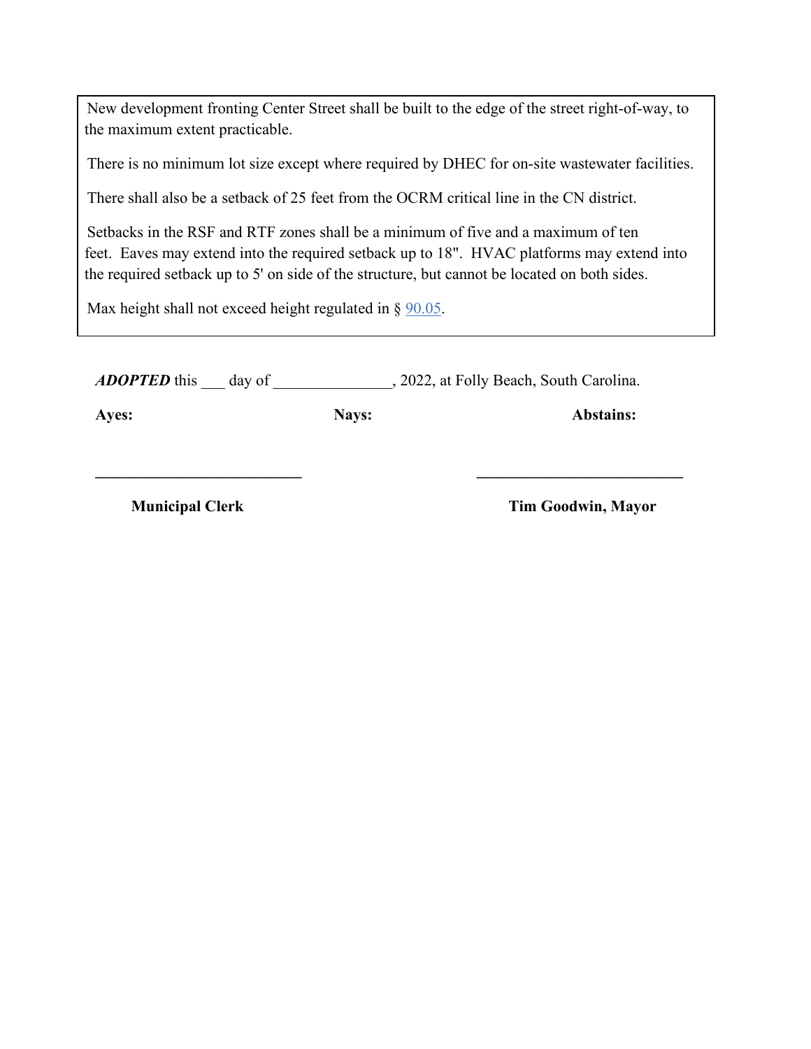New development fronting Center Street shall be built to the edge of the street right-of-way, to the maximum extent practicable.

There is no minimum lot size except where required by DHEC for on-site wastewater facilities.

There shall also be a setback of 25 feet from the OCRM critical line in the CN district.

Setbacks in the RSF and RTF zones shall be a minimum of five and a maximum of ten feet. Eaves may extend into the required setback up to 18". HVAC platforms may extend into the required setback up to 5' on side of the structure, but cannot be located on both sides.

Max height shall not exceed height regulated in § 90.05.

***ADOPTED*** this ___ day of _______________, 2022, at Folly Beach, South Carolina.

**Ayes:** **Nays:** **Abstains:**

___________________________ ___________________________

**Municipal Clerk** **Tim Goodwin, Mayor**